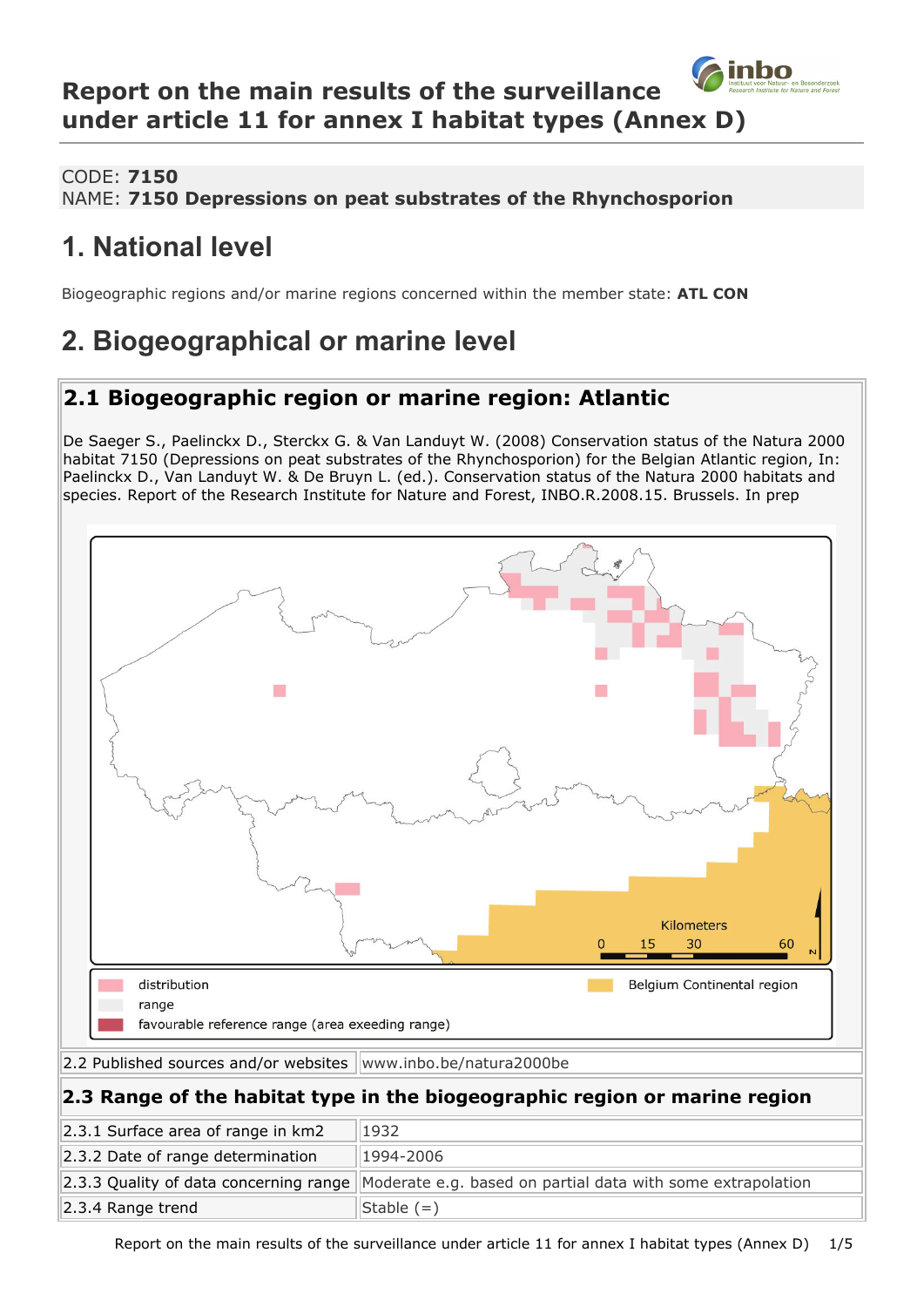# Report on the main results of the surveillance under article 11 for annex I habitat types (Annex D)

CODE: **7150**
NAME: **7150 Depressions on peat substrates of the Rhynchosporion**

# 1. National level

Biogeographic regions and/or marine regions concerned within the member state: **ATL CON**

# 2. Biogeographical or marine level

## 2.1 Biogeographic region or marine region: Atlantic

De Saeger S., Paelinckx D., Sterckx G. & Van Landuyt W. (2008) Conservation status of the Natura 2000 habitat 7150 (Depressions on peat substrates of the Rhynchosporion) for the Belgian Atlantic region, In: Paelinckx D., Van Landuyt W. & De Bruyn L. (ed.). Conservation status of the Natura 2000 habitats and species. Report of the Research Institute for Nature and Forest, INBO.R.2008.15. Brussels. In prep

Kilometers
0 15 30 60

distribution
range
favourable reference range (area exeeding range)
Belgium Continental region

| 2.2 Published sources and/or websites | www.inbo.be/natura2000be |
|---|---|

## 2.3 Range of the habitat type in the biogeographic region or marine region

| | |
|---|---|
| 2.3.1 Surface area of range in km2 | 1932 |
| 2.3.2 Date of range determination | 1994-2006 |
| 2.3.3 Quality of data concerning range | Moderate e.g. based on partial data with some extrapolation |
| 2.3.4 Range trend | Stable (=) |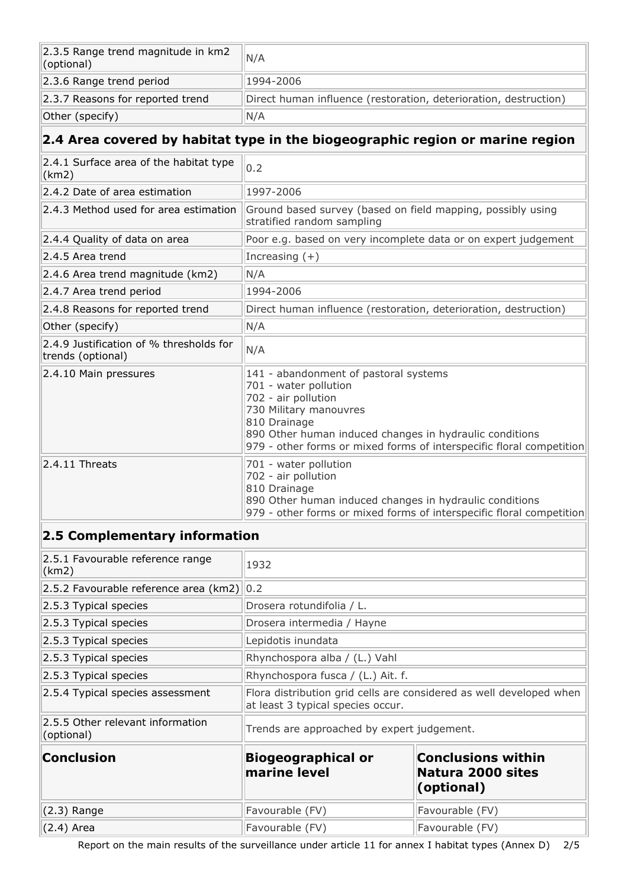| | |
|---|---|
| 2.3.5 Range trend magnitude in km2 (optional) | N/A |
| 2.3.6 Range trend period | 1994-2006 |
| 2.3.7 Reasons for reported trend | Direct human influence (restoration, deterioration, destruction) |
| Other (specify) | N/A |

## 2.4 Area covered by habitat type in the biogeographic region or marine region

| | |
|---|---|
| 2.4.1 Surface area of the habitat type (km2) | 0.2 |
| 2.4.2 Date of area estimation | 1997-2006 |
| 2.4.3 Method used for area estimation | Ground based survey (based on field mapping, possibly using stratified random sampling |
| 2.4.4 Quality of data on area | Poor e.g. based on very incomplete data or on expert judgement |
| 2.4.5 Area trend | Increasing (+) |
| 2.4.6 Area trend magnitude (km2) | N/A |
| 2.4.7 Area trend period | 1994-2006 |
| 2.4.8 Reasons for reported trend | Direct human influence (restoration, deterioration, destruction) |
| Other (specify) | N/A |
| 2.4.9 Justification of % thresholds for trends (optional) | N/A |
| 2.4.10 Main pressures | 141 - abandonment of pastoral systems<br>701 - water pollution<br>702 - air pollution<br>730 Military manouvres<br>810 Drainage<br>890 Other human induced changes in hydraulic conditions<br>979 - other forms or mixed forms of interspecific floral competition |
| 2.4.11 Threats | 701 - water pollution<br>702 - air pollution<br>810 Drainage<br>890 Other human induced changes in hydraulic conditions<br>979 - other forms or mixed forms of interspecific floral competition |

## 2.5 Complementary information

| | |
|---|---|
| 2.5.1 Favourable reference range (km2) | 1932 |
| 2.5.2 Favourable reference area (km2) | 0.2 |
| 2.5.3 Typical species | Drosera rotundifolia / L. |
| 2.5.3 Typical species | Drosera intermedia / Hayne |
| 2.5.3 Typical species | Lepidotis inundata |
| 2.5.3 Typical species | Rhynchospora alba / (L.) Vahl |
| 2.5.3 Typical species | Rhynchospora fusca / (L.) Ait. f. |
| 2.5.4 Typical species assessment | Flora distribution grid cells are considered as well developed when at least 3 typical species occur. |
| 2.5.5 Other relevant information (optional) | Trends are approached by expert judgement. |

| **Conclusion** | **Biogeographical or marine level** | **Conclusions within Natura 2000 sites (optional)** |
|---|---|---|
| (2.3) Range | Favourable (FV) | Favourable (FV) |
| (2.4) Area | Favourable (FV) | Favourable (FV) |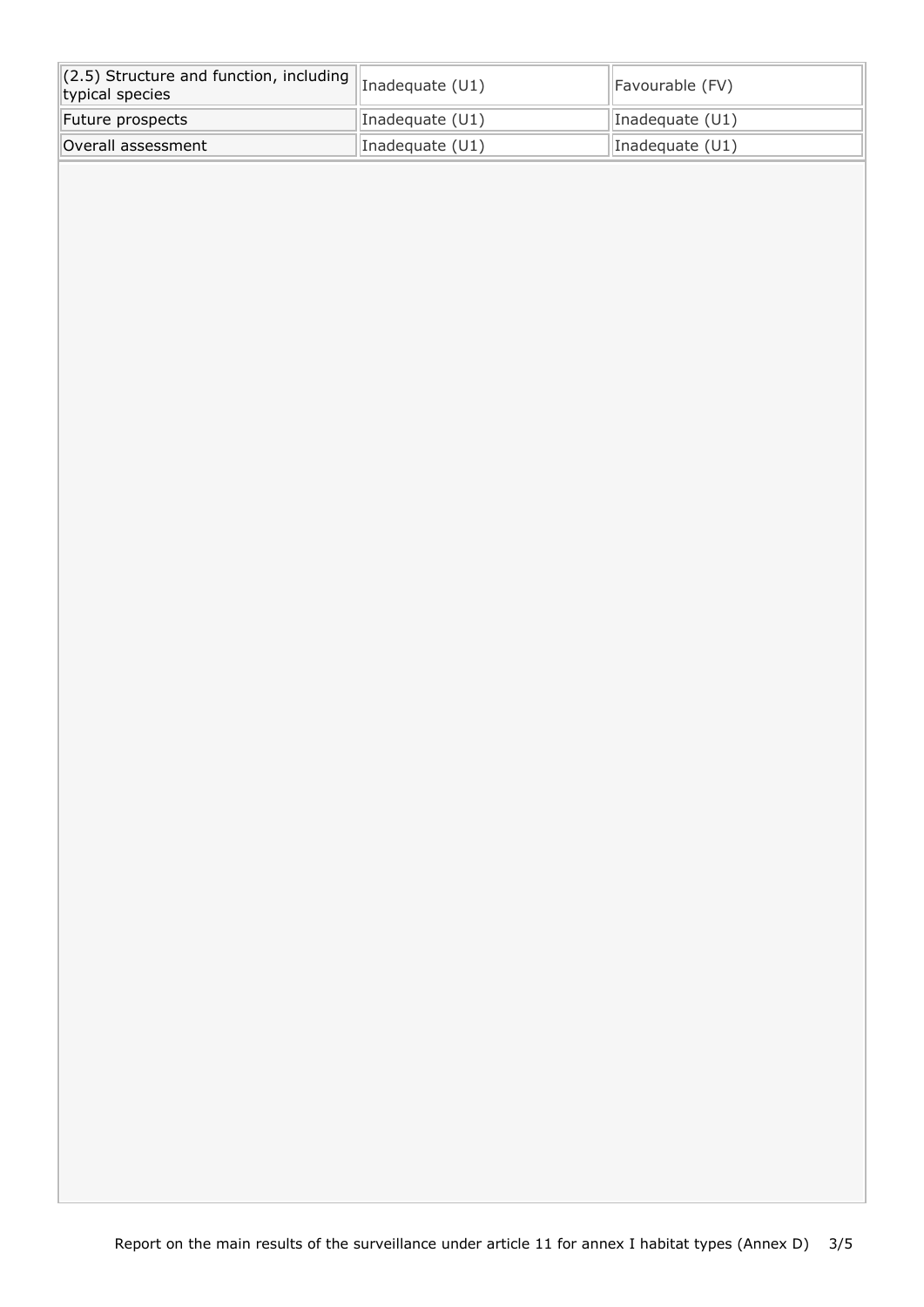| | | |
|---|---|---|
| (2.5) Structure and function, including typical species | Inadequate (U1) | Favourable (FV) |
| Future prospects | Inadequate (U1) | Inadequate (U1) |
| Overall assessment | Inadequate (U1) | Inadequate (U1) |